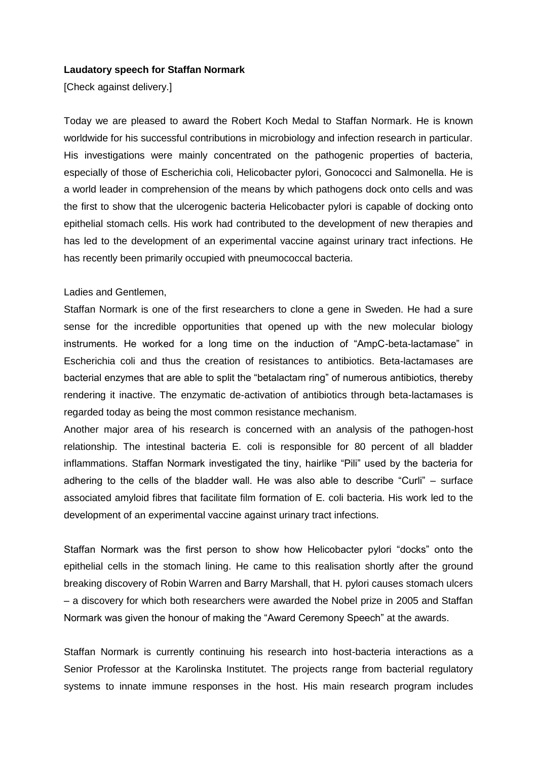**Laudatory speech for Staffan Normark**

[Check against delivery.]

Today we are pleased to award the Robert Koch Medal to Staffan Normark. He is known worldwide for his successful contributions in microbiology and infection research in particular. His investigations were mainly concentrated on the pathogenic properties of bacteria, especially of those of Escherichia coli, Helicobacter pylori, Gonococci and Salmonella. He is a world leader in comprehension of the means by which pathogens dock onto cells and was the first to show that the ulcerogenic bacteria Helicobacter pylori is capable of docking onto epithelial stomach cells. His work had contributed to the development of new therapies and has led to the development of an experimental vaccine against urinary tract infections. He has recently been primarily occupied with pneumococcal bacteria.

Ladies and Gentlemen,

Staffan Normark is one of the first researchers to clone a gene in Sweden. He had a sure sense for the incredible opportunities that opened up with the new molecular biology instruments. He worked for a long time on the induction of "AmpC-beta-lactamase" in Escherichia coli and thus the creation of resistances to antibiotics. Beta-lactamases are bacterial enzymes that are able to split the "betalactam ring" of numerous antibiotics, thereby rendering it inactive. The enzymatic de-activation of antibiotics through beta-lactamases is regarded today as being the most common resistance mechanism.

Another major area of his research is concerned with an analysis of the pathogen-host relationship. The intestinal bacteria E. coli is responsible for 80 percent of all bladder inflammations. Staffan Normark investigated the tiny, hairlike "Pili" used by the bacteria for adhering to the cells of the bladder wall. He was also able to describe "Curli" – surface associated amyloid fibres that facilitate film formation of E. coli bacteria. His work led to the development of an experimental vaccine against urinary tract infections.

Staffan Normark was the first person to show how Helicobacter pylori "docks" onto the epithelial cells in the stomach lining. He came to this realisation shortly after the ground breaking discovery of Robin Warren and Barry Marshall, that H. pylori causes stomach ulcers – a discovery for which both researchers were awarded the Nobel prize in 2005 and Staffan Normark was given the honour of making the "Award Ceremony Speech" at the awards.

Staffan Normark is currently continuing his research into host-bacteria interactions as a Senior Professor at the Karolinska Institutet. The projects range from bacterial regulatory systems to innate immune responses in the host. His main research program includes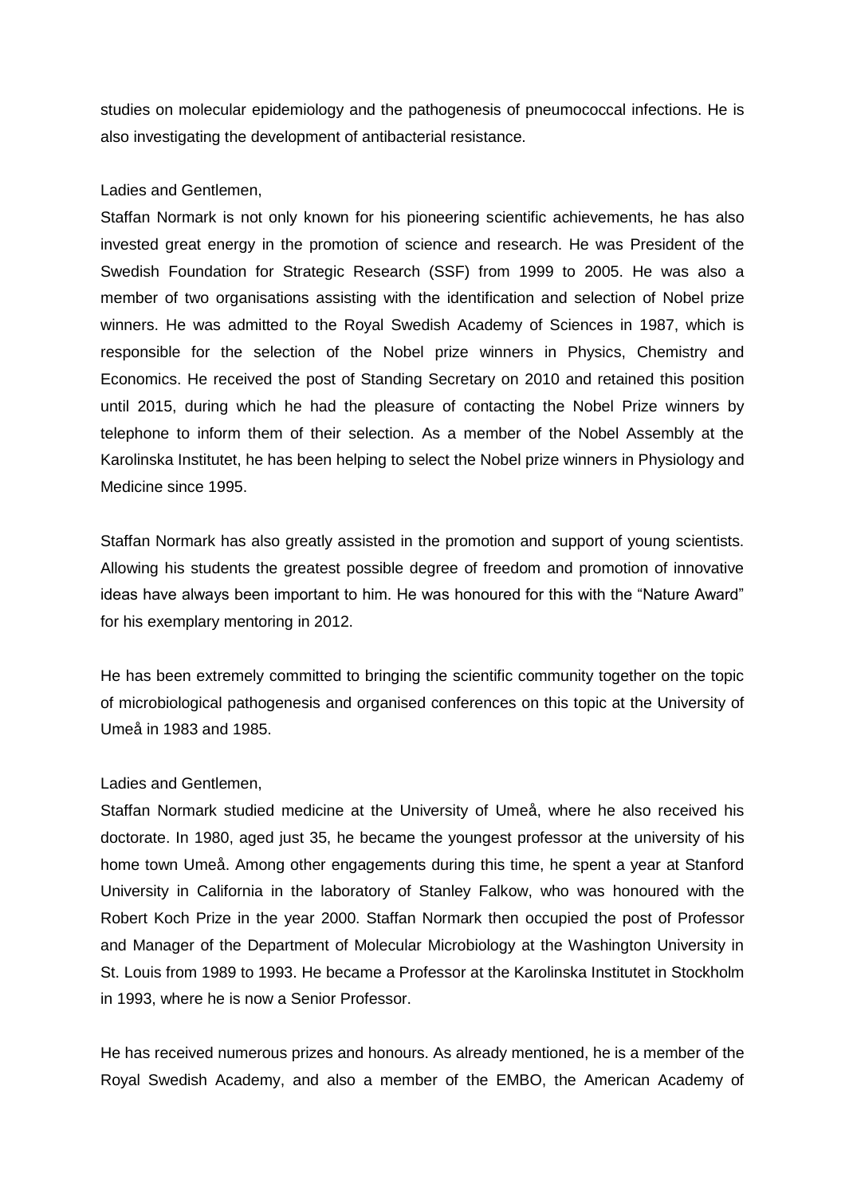studies on molecular epidemiology and the pathogenesis of pneumococcal infections. He is also investigating the development of antibacterial resistance.

Ladies and Gentlemen,

Staffan Normark is not only known for his pioneering scientific achievements, he has also invested great energy in the promotion of science and research. He was President of the Swedish Foundation for Strategic Research (SSF) from 1999 to 2005. He was also a member of two organisations assisting with the identification and selection of Nobel prize winners. He was admitted to the Royal Swedish Academy of Sciences in 1987, which is responsible for the selection of the Nobel prize winners in Physics, Chemistry and Economics. He received the post of Standing Secretary on 2010 and retained this position until 2015, during which he had the pleasure of contacting the Nobel Prize winners by telephone to inform them of their selection. As a member of the Nobel Assembly at the Karolinska Institutet, he has been helping to select the Nobel prize winners in Physiology and Medicine since 1995.

Staffan Normark has also greatly assisted in the promotion and support of young scientists. Allowing his students the greatest possible degree of freedom and promotion of innovative ideas have always been important to him. He was honoured for this with the "Nature Award" for his exemplary mentoring in 2012.

He has been extremely committed to bringing the scientific community together on the topic of microbiological pathogenesis and organised conferences on this topic at the University of Umeå in 1983 and 1985.

Ladies and Gentlemen,

Staffan Normark studied medicine at the University of Umeå, where he also received his doctorate. In 1980, aged just 35, he became the youngest professor at the university of his home town Umeå. Among other engagements during this time, he spent a year at Stanford University in California in the laboratory of Stanley Falkow, who was honoured with the Robert Koch Prize in the year 2000. Staffan Normark then occupied the post of Professor and Manager of the Department of Molecular Microbiology at the Washington University in St. Louis from 1989 to 1993. He became a Professor at the Karolinska Institutet in Stockholm in 1993, where he is now a Senior Professor.

He has received numerous prizes and honours. As already mentioned, he is a member of the Royal Swedish Academy, and also a member of the EMBO, the American Academy of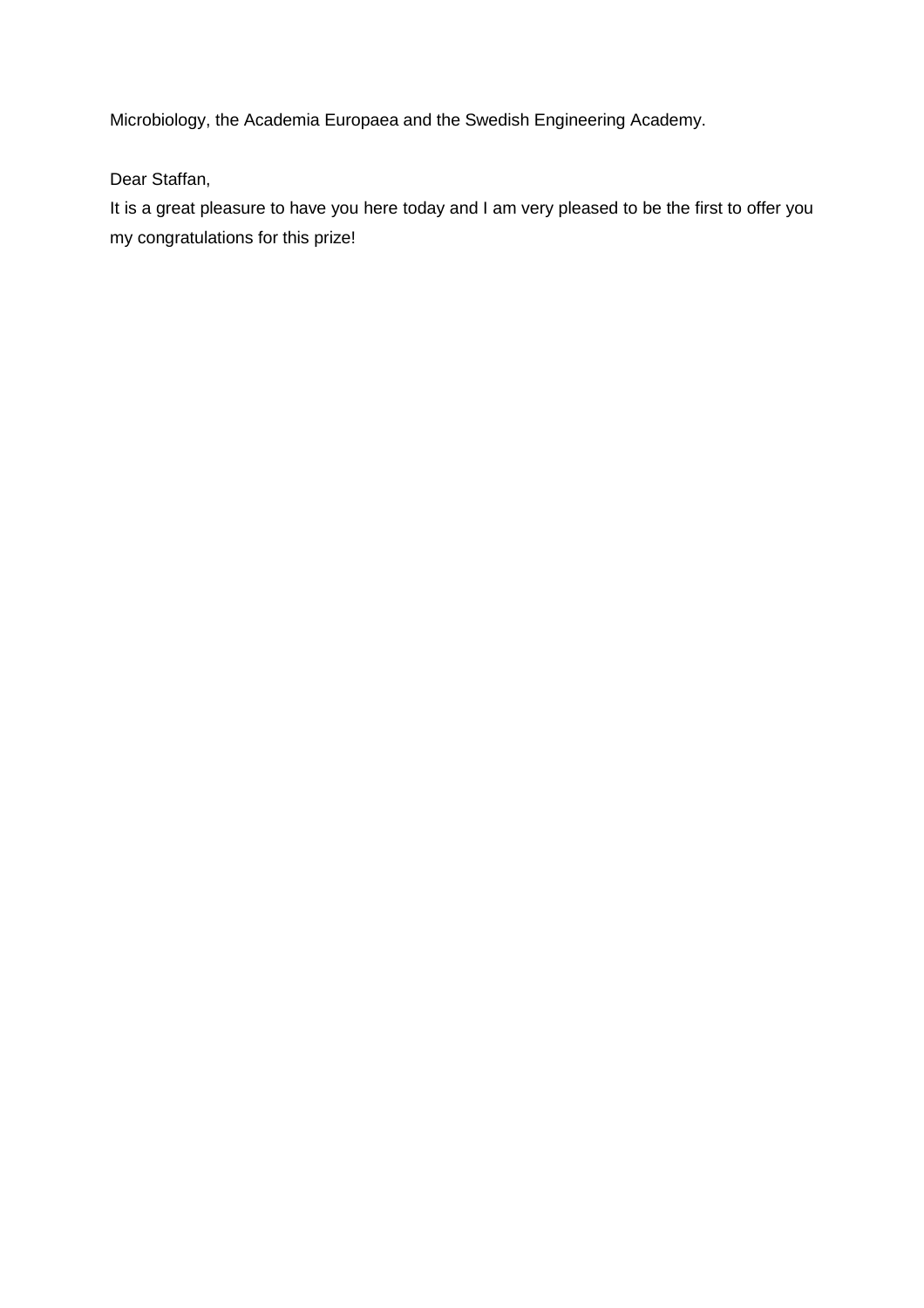Microbiology, the Academia Europaea and the Swedish Engineering Academy.

Dear Staffan,

It is a great pleasure to have you here today and I am very pleased to be the first to offer you my congratulations for this prize!